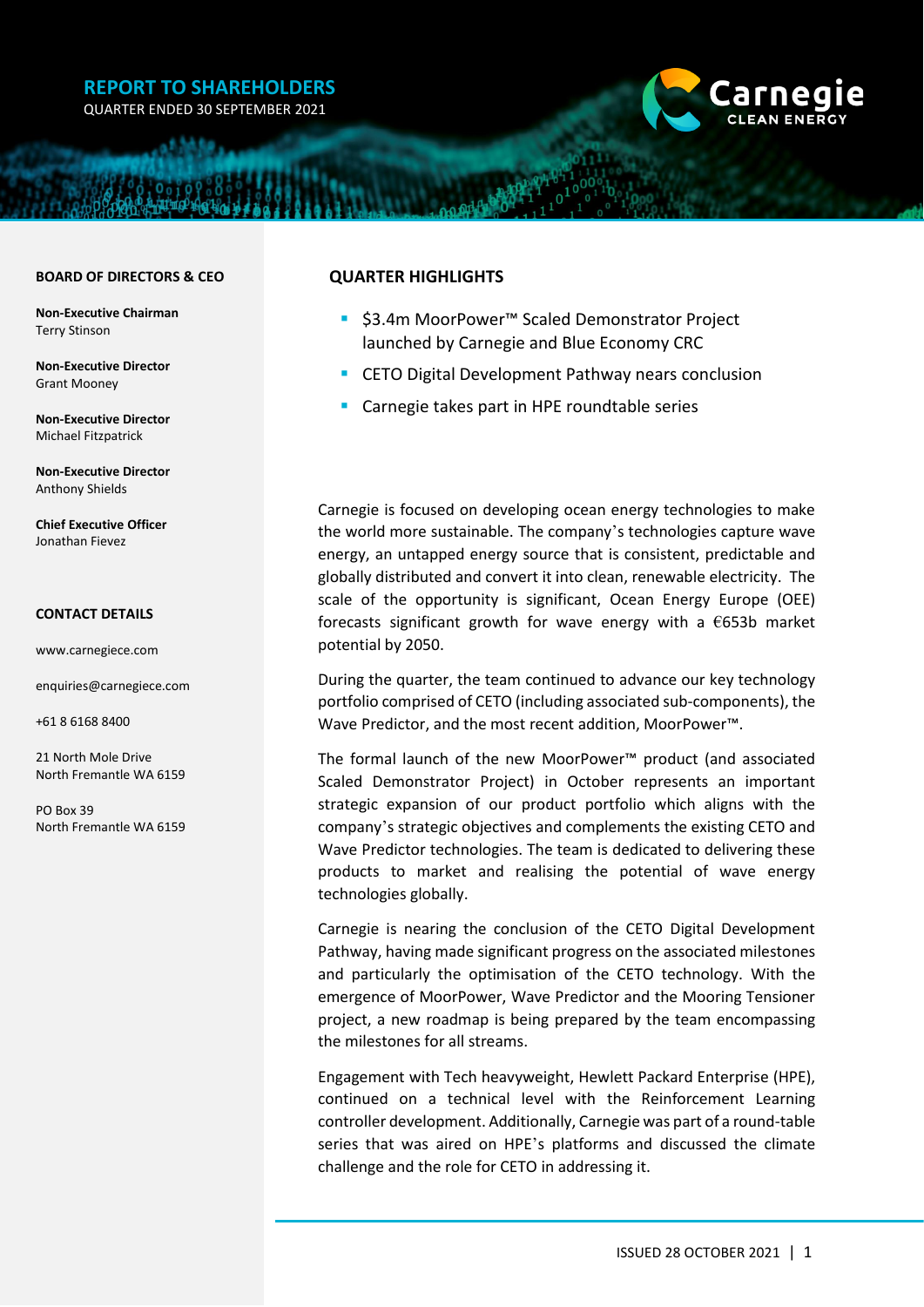# REPORT TO SHAREHOLDERS

QUARTER ENDED 30 SEPTEMBER 2021

## BOARD OF DIRECTORS & CEO

**Non-Executive Chairman**
Terry Stinson

**Non-Executive Director**
Grant Mooney

**Non-Executive Director**
Michael Fitzpatrick

**Non-Executive Director**
Anthony Shields

**Chief Executive Officer**
Jonathan Fievez

## CONTACT DETAILS

www.carnegiece.com

enquiries@carnegiece.com

+61 8 6168 8400

21 North Mole Drive
North Fremantle WA 6159

PO Box 39
North Fremantle WA 6159

## QUARTER HIGHLIGHTS

- $3.4m MoorPower™ Scaled Demonstrator Project launched by Carnegie and Blue Economy CRC
- CETO Digital Development Pathway nears conclusion
- Carnegie takes part in HPE roundtable series

Carnegie is focused on developing ocean energy technologies to make the world more sustainable. The company's technologies capture wave energy, an untapped energy source that is consistent, predictable and globally distributed and convert it into clean, renewable electricity. The scale of the opportunity is significant, Ocean Energy Europe (OEE) forecasts significant growth for wave energy with a €653b market potential by 2050.

During the quarter, the team continued to advance our key technology portfolio comprised of CETO (including associated sub-components), the Wave Predictor, and the most recent addition, MoorPower™.

The formal launch of the new MoorPower™ product (and associated Scaled Demonstrator Project) in October represents an important strategic expansion of our product portfolio which aligns with the company's strategic objectives and complements the existing CETO and Wave Predictor technologies. The team is dedicated to delivering these products to market and realising the potential of wave energy technologies globally.

Carnegie is nearing the conclusion of the CETO Digital Development Pathway, having made significant progress on the associated milestones and particularly the optimisation of the CETO technology. With the emergence of MoorPower, Wave Predictor and the Mooring Tensioner project, a new roadmap is being prepared by the team encompassing the milestones for all streams.

Engagement with Tech heavyweight, Hewlett Packard Enterprise (HPE), continued on a technical level with the Reinforcement Learning controller development. Additionally, Carnegie was part of a round-table series that was aired on HPE's platforms and discussed the climate challenge and the role for CETO in addressing it.

ISSUED 28 OCTOBER 2021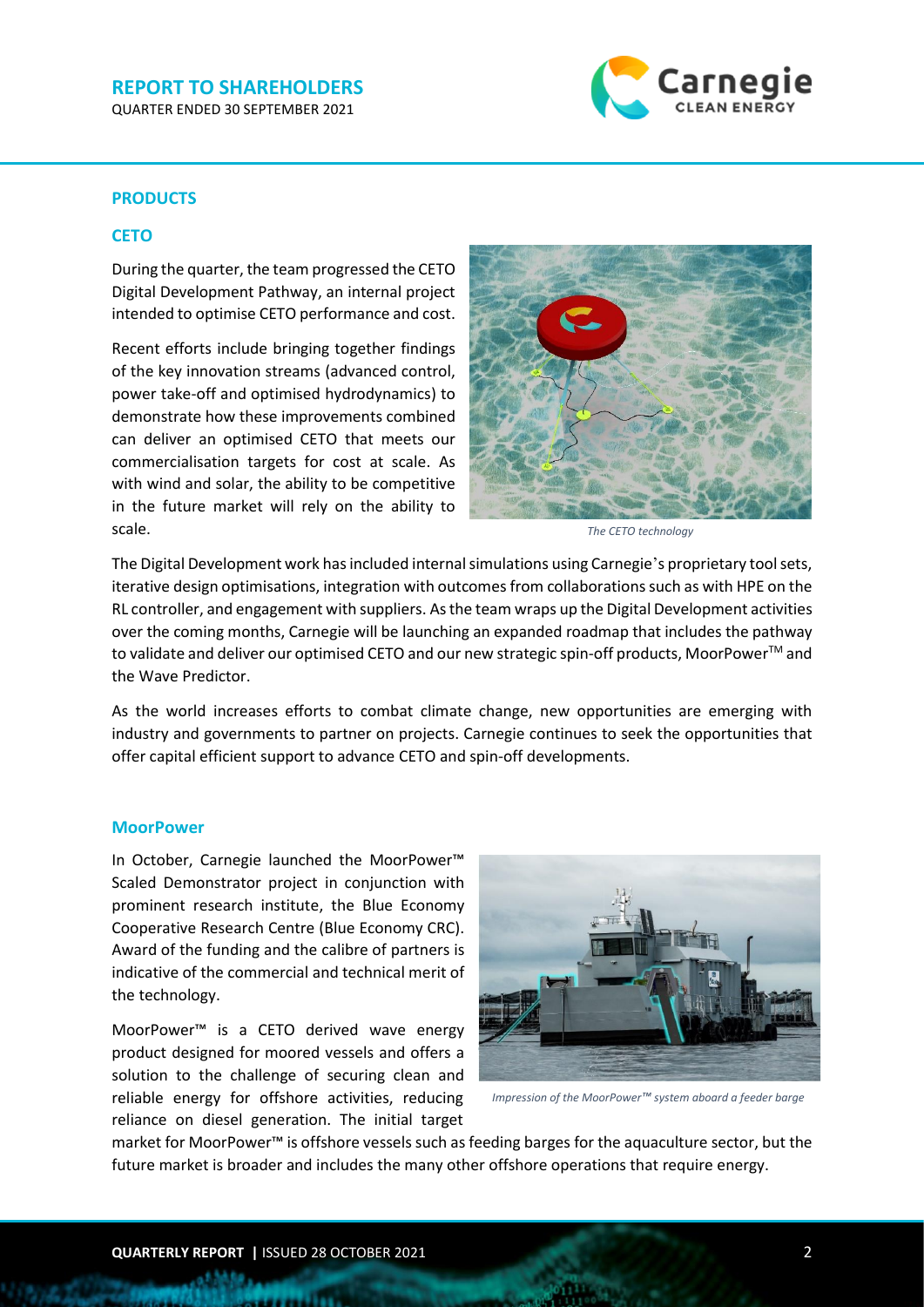## PRODUCTS

### CETO

During the quarter, the team progressed the CETO Digital Development Pathway, an internal project intended to optimise CETO performance and cost.

Recent efforts include bringing together findings of the key innovation streams (advanced control, power take-off and optimised hydrodynamics) to demonstrate how these improvements combined can deliver an optimised CETO that meets our commercialisation targets for cost at scale. As with wind and solar, the ability to be competitive in the future market will rely on the ability to scale.

*The CETO technology*

The Digital Development work has included internal simulations using Carnegie's proprietary tool sets, iterative design optimisations, integration with outcomes from collaborations such as with HPE on the RL controller, and engagement with suppliers. As the team wraps up the Digital Development activities over the coming months, Carnegie will be launching an expanded roadmap that includes the pathway to validate and deliver our optimised CETO and our new strategic spin-off products, MoorPower™ and the Wave Predictor.

As the world increases efforts to combat climate change, new opportunities are emerging with industry and governments to partner on projects. Carnegie continues to seek the opportunities that offer capital efficient support to advance CETO and spin-off developments.

### MoorPower

In October, Carnegie launched the MoorPower™ Scaled Demonstrator project in conjunction with prominent research institute, the Blue Economy Cooperative Research Centre (Blue Economy CRC). Award of the funding and the calibre of partners is indicative of the commercial and technical merit of the technology.

MoorPower™ is a CETO derived wave energy product designed for moored vessels and offers a solution to the challenge of securing clean and reliable energy for offshore activities, reducing reliance on diesel generation. The initial target market for MoorPower™ is offshore vessels such as feeding barges for the aquaculture sector, but the future market is broader and includes the many other offshore operations that require energy.

*Impression of the MoorPower™ system aboard a feeder barge*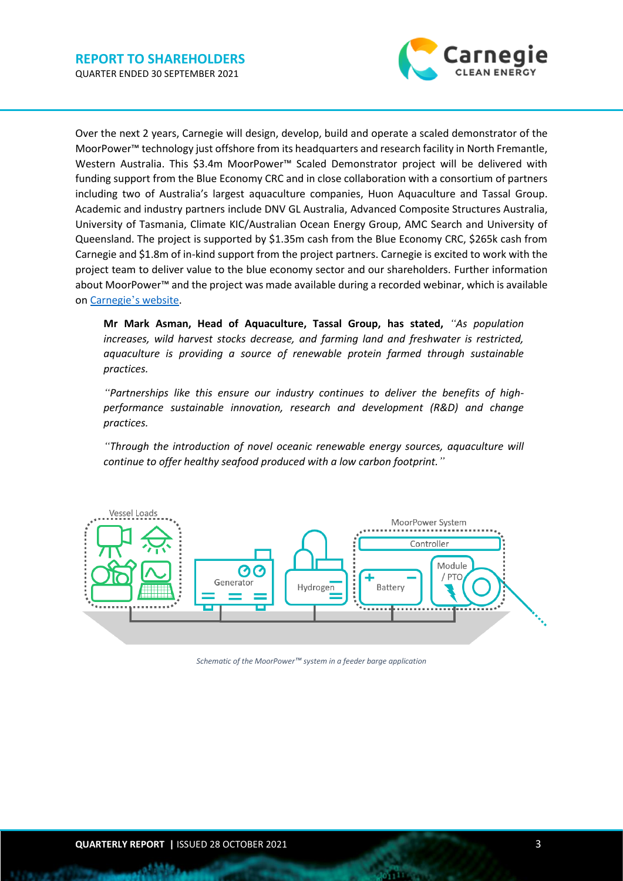Over the next 2 years, Carnegie will design, develop, build and operate a scaled demonstrator of the MoorPower™ technology just offshore from its headquarters and research facility in North Fremantle, Western Australia. This $3.4m MoorPower™ Scaled Demonstrator project will be delivered with funding support from the Blue Economy CRC and in close collaboration with a consortium of partners including two of Australia's largest aquaculture companies, Huon Aquaculture and Tassal Group. Academic and industry partners include DNV GL Australia, Advanced Composite Structures Australia, University of Tasmania, Climate KIC/Australian Ocean Energy Group, AMC Search and University of Queensland. The project is supported by $1.35m cash from the Blue Economy CRC, $265k cash from Carnegie and $1.8m of in-kind support from the project partners. Carnegie is excited to work with the project team to deliver value to the blue economy sector and our shareholders. Further information about MoorPower™ and the project was made available during a recorded webinar, which is available on [Carnegie's website](Carnegie's website).

> **Mr Mark Asman, Head of Aquaculture, Tassal Group, has stated,** *"As population increases, wild harvest stocks decrease, and farming land and freshwater is restricted, aquaculture is providing a source of renewable protein farmed through sustainable practices.*
>
> *"Partnerships like this ensure our industry continues to deliver the benefits of high-performance sustainable innovation, research and development (R&D) and change practices.*
>
> *"Through the introduction of novel oceanic renewable energy sources, aquaculture will continue to offer healthy seafood produced with a low carbon footprint."*

*Schematic of the MoorPower™ system in a feeder barge application*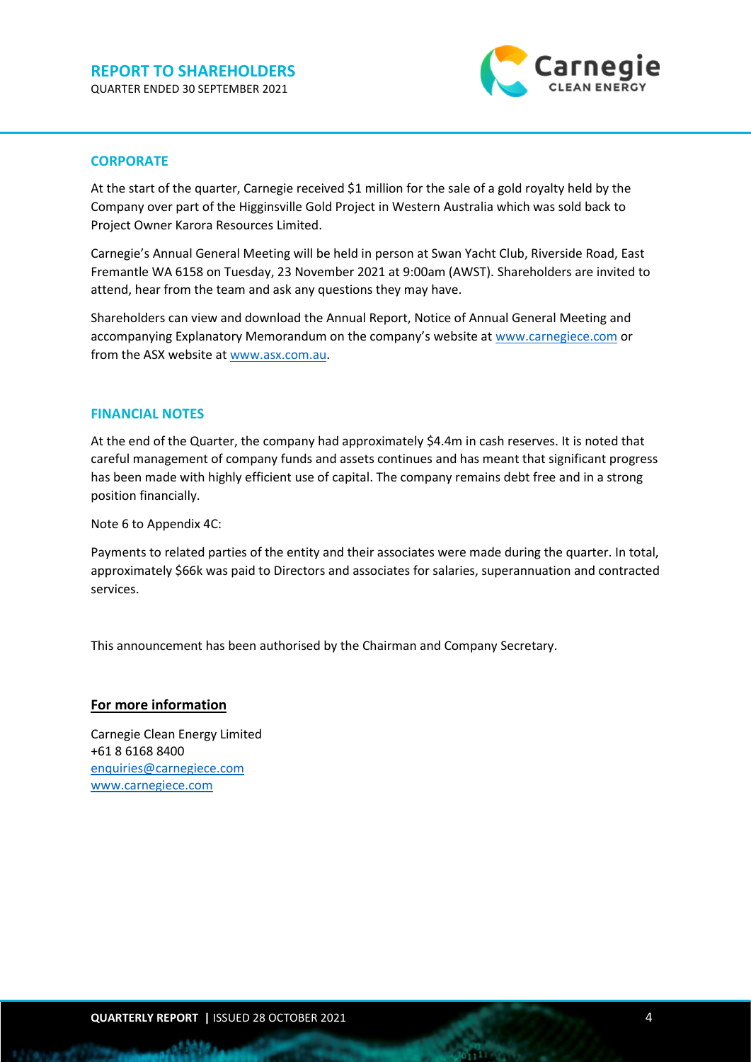## CORPORATE

At the start of the quarter, Carnegie received $1 million for the sale of a gold royalty held by the Company over part of the Higginsville Gold Project in Western Australia which was sold back to Project Owner Karora Resources Limited.

Carnegie's Annual General Meeting will be held in person at Swan Yacht Club, Riverside Road, East Fremantle WA 6158 on Tuesday, 23 November 2021 at 9:00am (AWST). Shareholders are invited to attend, hear from the team and ask any questions they may have.

Shareholders can view and download the Annual Report, Notice of Annual General Meeting and accompanying Explanatory Memorandum on the company's website at www.carnegiece.com or from the ASX website at www.asx.com.au.

## FINANCIAL NOTES

At the end of the Quarter, the company had approximately $4.4m in cash reserves. It is noted that careful management of company funds and assets continues and has meant that significant progress has been made with highly efficient use of capital. The company remains debt free and in a strong position financially.

Note 6 to Appendix 4C:

Payments to related parties of the entity and their associates were made during the quarter. In total, approximately $66k was paid to Directors and associates for salaries, superannuation and contracted services.

This announcement has been authorised by the Chairman and Company Secretary.

**For more information**

Carnegie Clean Energy Limited
+61 8 6168 8400
enquiries@carnegiece.com
www.carnegiece.com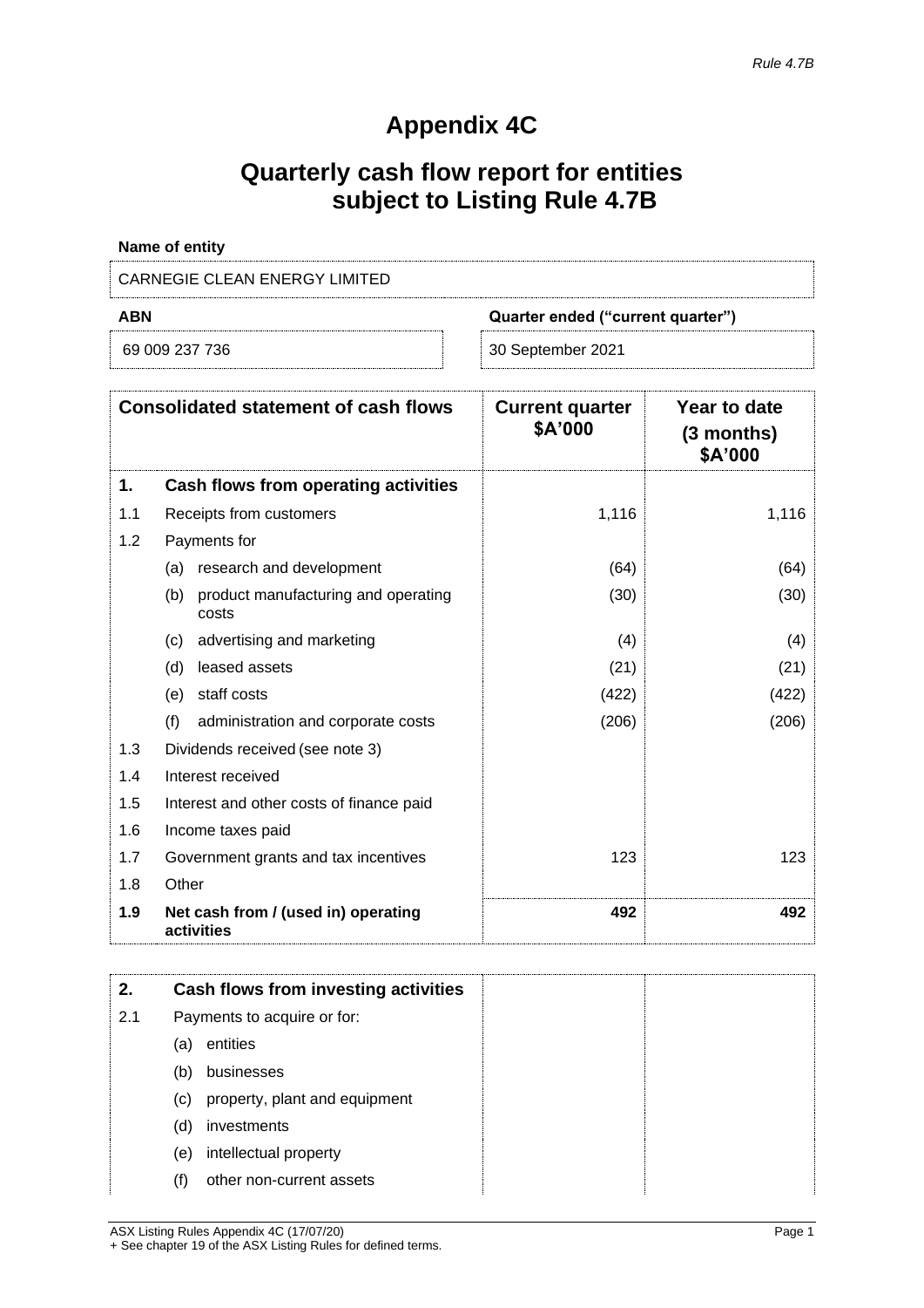*Rule 4.7B*

# Appendix 4C

# Quarterly cash flow report for entities subject to Listing Rule 4.7B

**Name of entity**

| CARNEGIE CLEAN ENERGY LIMITED |
|---|

| **ABN** | **Quarter ended ("current quarter")** |
|---|---|
| 69 009 237 736 | 30 September 2021 |

| | **Consolidated statement of cash flows** | **Current quarter $A'000** | **Year to date (3 months) $A'000** |
|---|---|---|---|
| **1.** | **Cash flows from operating activities** | | |
| 1.1 | Receipts from customers | 1,116 | 1,116 |
| 1.2 | Payments for | | |
| | (a) research and development | (64) | (64) |
| | (b) product manufacturing and operating costs | (30) | (30) |
| | (c) advertising and marketing | (4) | (4) |
| | (d) leased assets | (21) | (21) |
| | (e) staff costs | (422) | (422) |
| | (f) administration and corporate costs | (206) | (206) |
| 1.3 | Dividends received (see note 3) | | |
| 1.4 | Interest received | | |
| 1.5 | Interest and other costs of finance paid | | |
| 1.6 | Income taxes paid | | |
| 1.7 | Government grants and tax incentives | 123 | 123 |
| 1.8 | Other | | |
| **1.9** | **Net cash from / (used in) operating activities** | **492** | **492** |

| **2.** | **Cash flows from investing activities** | | |
|---|---|---|---|
| 2.1 | Payments to acquire or for: | | |
| | (a) entities | | |
| | (b) businesses | | |
| | (c) property, plant and equipment | | |
| | (d) investments | | |
| | (e) intellectual property | | |
| | (f) other non-current assets | | |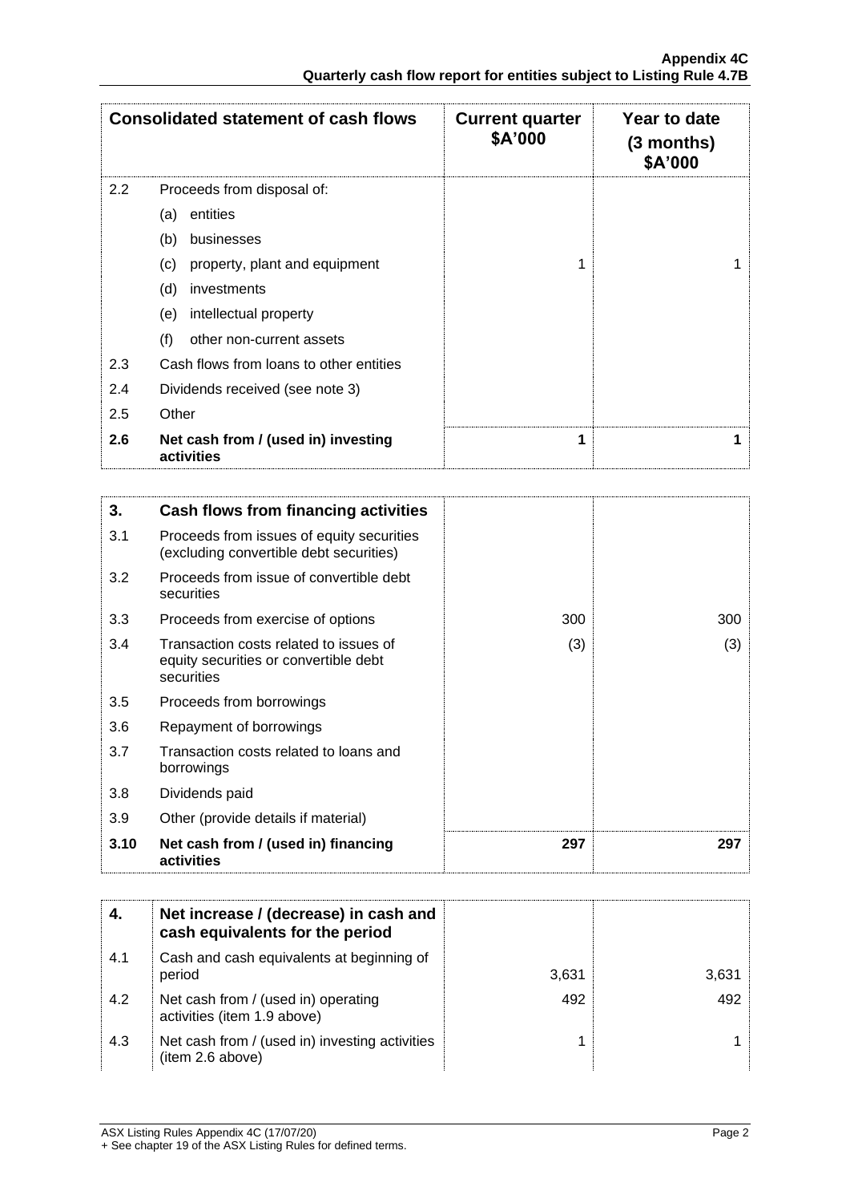| Consolidated statement of cash flows | | Current quarter $A'000 | Year to date (3 months) $A'000 |
|---|---|---|---|
| 2.2 | Proceeds from disposal of: | | |
| | (a) entities | | |
| | (b) businesses | | |
| | (c) property, plant and equipment | 1 | 1 |
| | (d) investments | | |
| | (e) intellectual property | | |
| | (f) other non-current assets | | |
| 2.3 | Cash flows from loans to other entities | | |
| 2.4 | Dividends received (see note 3) | | |
| 2.5 | Other | | |
| **2.6** | **Net cash from / (used in) investing activities** | **1** | **1** |

| **3.** | **Cash flows from financing activities** | | |
|---|---|---|---|
| 3.1 | Proceeds from issues of equity securities (excluding convertible debt securities) | | |
| 3.2 | Proceeds from issue of convertible debt securities | | |
| 3.3 | Proceeds from exercise of options | 300 | 300 |
| 3.4 | Transaction costs related to issues of equity securities or convertible debt securities | (3) | (3) |
| 3.5 | Proceeds from borrowings | | |
| 3.6 | Repayment of borrowings | | |
| 3.7 | Transaction costs related to loans and borrowings | | |
| 3.8 | Dividends paid | | |
| 3.9 | Other (provide details if material) | | |
| **3.10** | **Net cash from / (used in) financing activities** | **297** | **297** |

| **4.** | **Net increase / (decrease) in cash and cash equivalents for the period** | | |
|---|---|---|---|
| 4.1 | Cash and cash equivalents at beginning of period | 3,631 | 3,631 |
| 4.2 | Net cash from / (used in) operating activities (item 1.9 above) | 492 | 492 |
| 4.3 | Net cash from / (used in) investing activities (item 2.6 above) | 1 | 1 |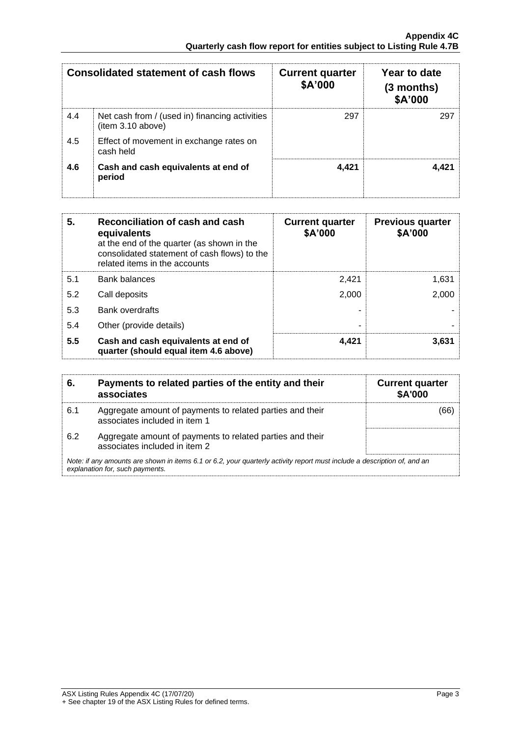| | Consolidated statement of cash flows | Current quarter \$A'000 | Year to date (3 months) \$A'000 |
|---|---|---|---|
| 4.4 | Net cash from / (used in) financing activities (item 3.10 above) | 297 | 297 |
| 4.5 | Effect of movement in exchange rates on cash held | | |
| **4.6** | **Cash and cash equivalents at end of period** | **4,421** | **4,421** |

| **5.** | **Reconciliation of cash and cash equivalents** at the end of the quarter (as shown in the consolidated statement of cash flows) to the related items in the accounts | **Current quarter \$A'000** | **Previous quarter \$A'000** |
|---|---|---|---|
| 5.1 | Bank balances | 2,421 | 1,631 |
| 5.2 | Call deposits | 2,000 | 2,000 |
| 5.3 | Bank overdrafts | - | - |
| 5.4 | Other (provide details) | - | - |
| **5.5** | **Cash and cash equivalents at end of quarter (should equal item 4.6 above)** | **4,421** | **3,631** |

| **6.** | **Payments to related parties of the entity and their associates** | **Current quarter \$A'000** |
|---|---|---|
| 6.1 | Aggregate amount of payments to related parties and their associates included in item 1 | (66) |
| 6.2 | Aggregate amount of payments to related parties and their associates included in item 2 | |

*Note: if any amounts are shown in items 6.1 or 6.2, your quarterly activity report must include a description of, and an explanation for, such payments.*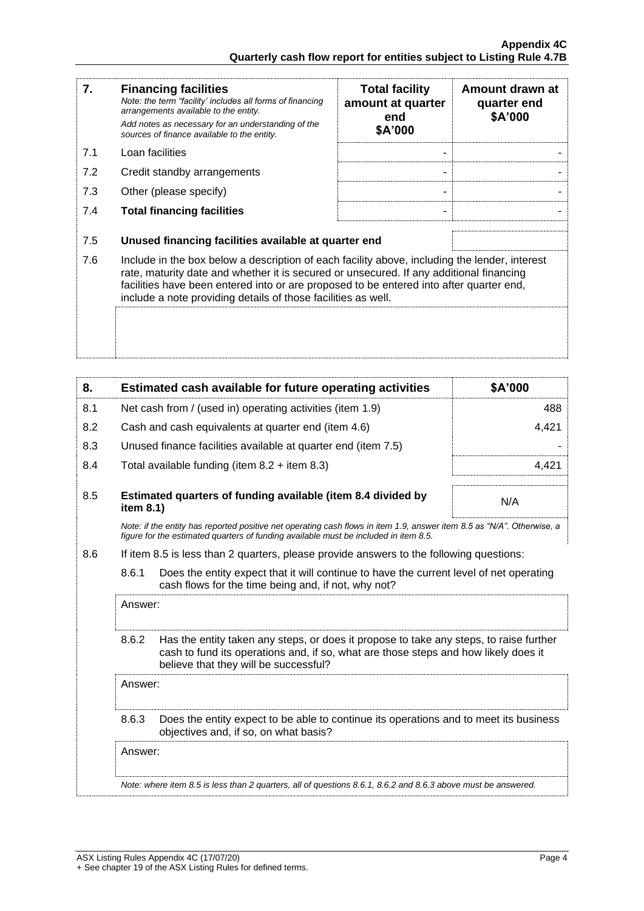| 7. | **Financing facilities**<br>*Note: the term "facility' includes all forms of financing arrangements available to the entity.*<br>*Add notes as necessary for an understanding of the sources of finance available to the entity.* | **Total facility amount at quarter end \$A'000** | **Amount drawn at quarter end \$A'000** |
|---|---|---|---|
| 7.1 | Loan facilities | - | - |
| 7.2 | Credit standby arrangements | - | - |
| 7.3 | Other (please specify) | - | - |
| 7.4 | **Total financing facilities** | - | - |
| 7.5 | **Unused financing facilities available at quarter end** | | |

7.6 Include in the box below a description of each facility above, including the lender, interest rate, maturity date and whether it is secured or unsecured. If any additional financing facilities have been entered into or are proposed to be entered into after quarter end, include a note providing details of those facilities as well.

| 8. | **Estimated cash available for future operating activities** | **\$A'000** |
|---|---|---|
| 8.1 | Net cash from / (used in) operating activities (item 1.9) | 488 |
| 8.2 | Cash and cash equivalents at quarter end (item 4.6) | 4,421 |
| 8.3 | Unused finance facilities available at quarter end (item 7.5) | - |
| 8.4 | Total available funding (item 8.2 + item 8.3) | 4,421 |
| 8.5 | **Estimated quarters of funding available (item 8.4 divided by item 8.1)** | N/A |

*Note: if the entity has reported positive net operating cash flows in item 1.9, answer item 8.5 as "N/A". Otherwise, a figure for the estimated quarters of funding available must be included in item 8.5.*

8.6 If item 8.5 is less than 2 quarters, please provide answers to the following questions:

8.6.1 Does the entity expect that it will continue to have the current level of net operating cash flows for the time being and, if not, why not?

Answer:

8.6.2 Has the entity taken any steps, or does it propose to take any steps, to raise further cash to fund its operations and, if so, what are those steps and how likely does it believe that they will be successful?

Answer:

8.6.3 Does the entity expect to be able to continue its operations and to meet its business objectives and, if so, on what basis?

Answer:

*Note: where item 8.5 is less than 2 quarters, all of questions 8.6.1, 8.6.2 and 8.6.3 above must be answered.*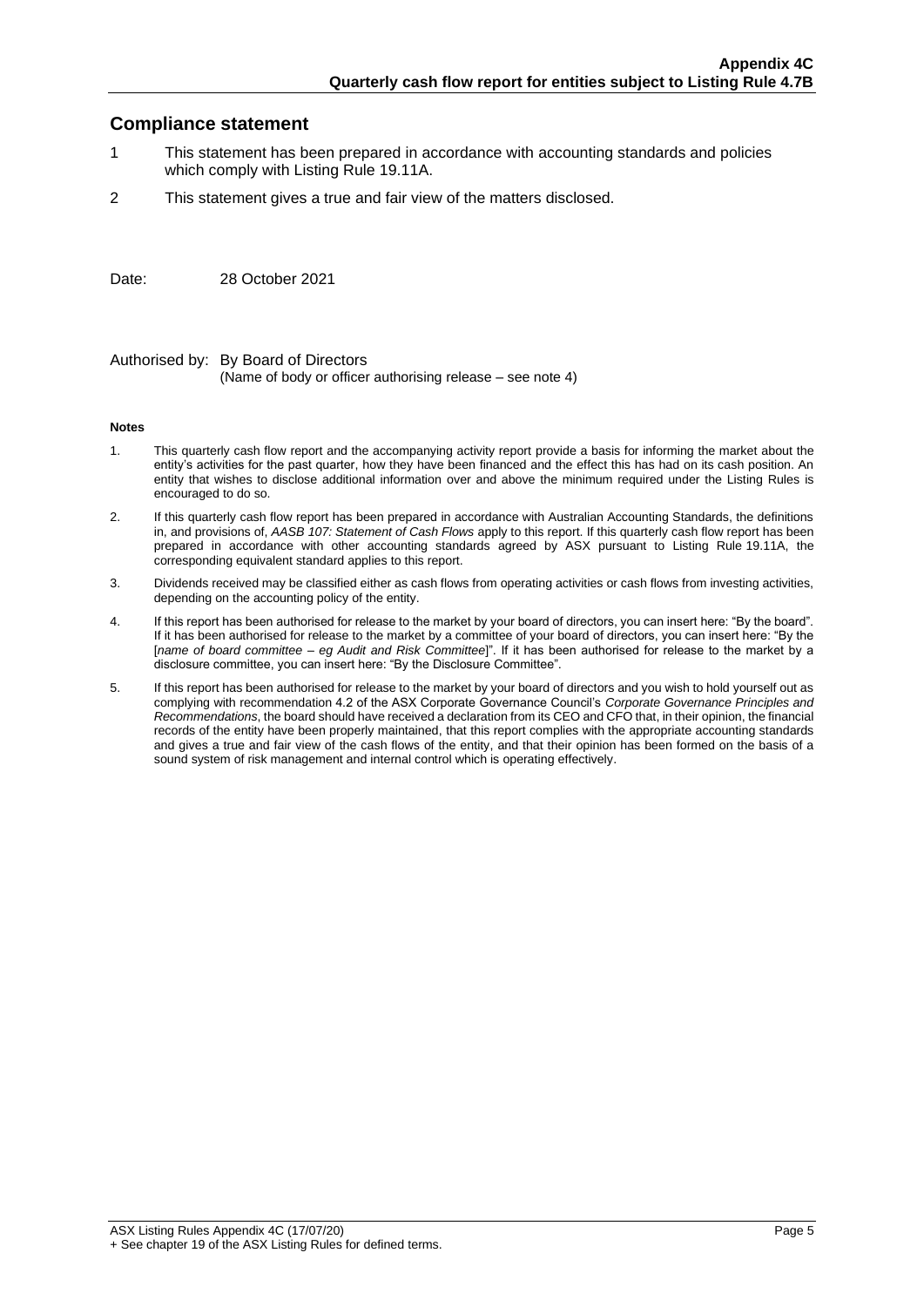## Compliance statement

1. This statement has been prepared in accordance with accounting standards and policies which comply with Listing Rule 19.11A.

2. This statement gives a true and fair view of the matters disclosed.

Date: 28 October 2021

Authorised by: By Board of Directors
(Name of body or officer authorising release – see note 4)

**Notes**

1. This quarterly cash flow report and the accompanying activity report provide a basis for informing the market about the entity's activities for the past quarter, how they have been financed and the effect this has had on its cash position. An entity that wishes to disclose additional information over and above the minimum required under the Listing Rules is encouraged to do so.

2. If this quarterly cash flow report has been prepared in accordance with Australian Accounting Standards, the definitions in, and provisions of, *AASB 107: Statement of Cash Flows* apply to this report. If this quarterly cash flow report has been prepared in accordance with other accounting standards agreed by ASX pursuant to Listing Rule 19.11A, the corresponding equivalent standard applies to this report.

3. Dividends received may be classified either as cash flows from operating activities or cash flows from investing activities, depending on the accounting policy of the entity.

4. If this report has been authorised for release to the market by your board of directors, you can insert here: "By the board". If it has been authorised for release to the market by a committee of your board of directors, you can insert here: "By the [*name of board committee – eg Audit and Risk Committee*]". If it has been authorised for release to the market by a disclosure committee, you can insert here: "By the Disclosure Committee".

5. If this report has been authorised for release to the market by your board of directors and you wish to hold yourself out as complying with recommendation 4.2 of the ASX Corporate Governance Council's *Corporate Governance Principles and Recommendations*, the board should have received a declaration from its CEO and CFO that, in their opinion, the financial records of the entity have been properly maintained, that this report complies with the appropriate accounting standards and gives a true and fair view of the cash flows of the entity, and that their opinion has been formed on the basis of a sound system of risk management and internal control which is operating effectively.